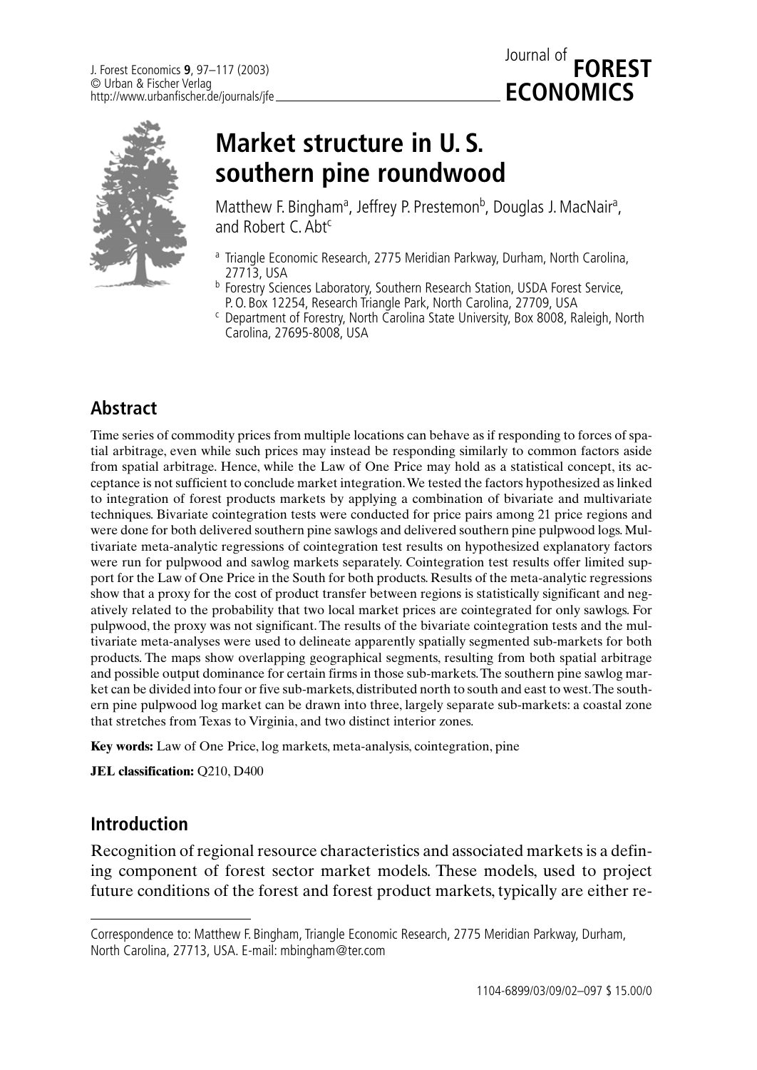# Market structure in U.S. southern pine roundwood

Matthew F. Bingham[a], Jeffrey P. Prestemon[b], Douglas J. MacNair[a], and Robert C. Abt[c]

[a] Triangle Economic Research, 2775 Meridian Parkway, Durham, North Carolina, 27713, USA

[b] Forestry Sciences Laboratory, Southern Research Station, USDA Forest Service, P.O. Box 12254, Research Triangle Park, North Carolina, 27709, USA

[c] Department of Forestry, North Carolina State University, Box 8008, Raleigh, North Carolina, 27695-8008, USA

## Abstract

Time series of commodity prices from multiple locations can behave as if responding to forces of spatial arbitrage, even while such prices may instead be responding similarly to common factors aside from spatial arbitrage. Hence, while the Law of One Price may hold as a statistical concept, its acceptance is not sufficient to conclude market integration. We tested the factors hypothesized as linked to integration of forest products markets by applying a combination of bivariate and multivariate techniques. Bivariate cointegration tests were conducted for price pairs among 21 price regions and were done for both delivered southern pine sawlogs and delivered southern pine pulpwood logs. Multivariate meta-analytic regressions of cointegration test results on hypothesized explanatory factors were run for pulpwood and sawlog markets separately. Cointegration test results offer limited support for the Law of One Price in the South for both products. Results of the meta-analytic regressions show that a proxy for the cost of product transfer between regions is statistically significant and negatively related to the probability that two local market prices are cointegrated for only sawlogs. For pulpwood, the proxy was not significant. The results of the bivariate cointegration tests and the multivariate meta-analyses were used to delineate apparently spatially segmented sub-markets for both products. The maps show overlapping geographical segments, resulting from both spatial arbitrage and possible output dominance for certain firms in those sub-markets. The southern pine sawlog market can be divided into four or five sub-markets, distributed north to south and east to west. The southern pine pulpwood log market can be drawn into three, largely separate sub-markets: a coastal zone that stretches from Texas to Virginia, and two distinct interior zones.

**Key words:** Law of One Price, log markets, meta-analysis, cointegration, pine

**JEL classification:** Q210, D400

## Introduction

Recognition of regional resource characteristics and associated markets is a defining component of forest sector market models. These models, used to project future conditions of the forest and forest product markets, typically are either re-

Correspondence to: Matthew F. Bingham, Triangle Economic Research, 2775 Meridian Parkway, Durham, North Carolina, 27713, USA. E-mail: mbingham@ter.com

1104-6899/03/09/02–097 $ 15.00/0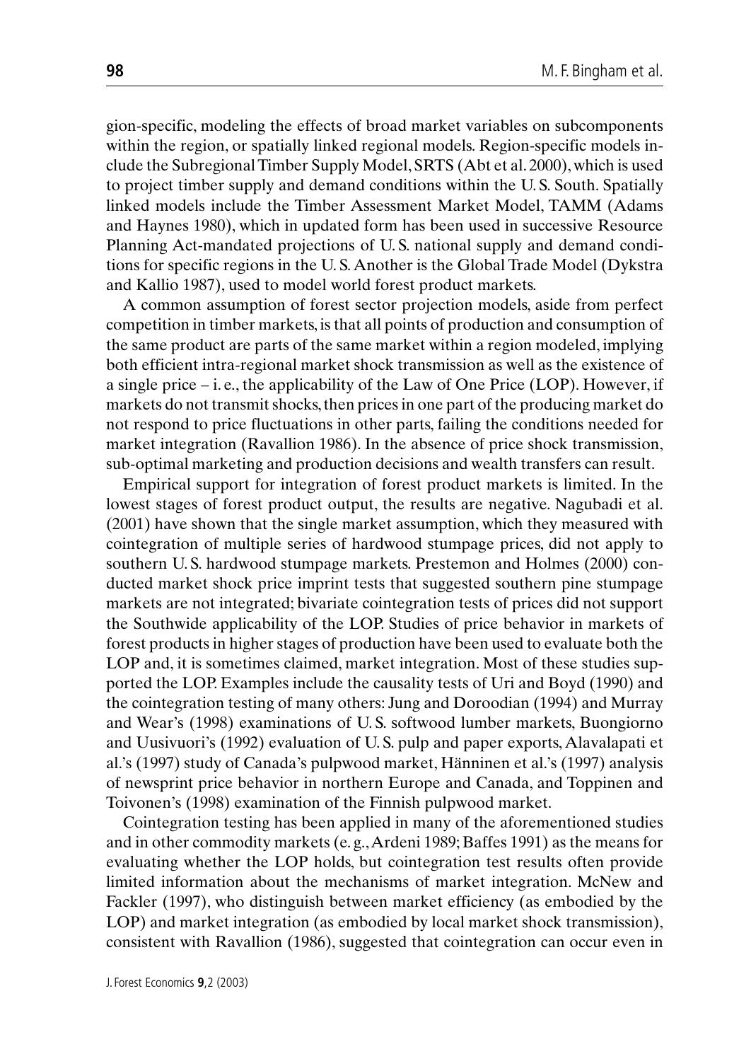gion-specific, modeling the effects of broad market variables on subcomponents within the region, or spatially linked regional models. Region-specific models include the Subregional Timber Supply Model, SRTS (Abt et al. 2000), which is used to project timber supply and demand conditions within the U. S. South. Spatially linked models include the Timber Assessment Market Model, TAMM (Adams and Haynes 1980), which in updated form has been used in successive Resource Planning Act-mandated projections of U. S. national supply and demand conditions for specific regions in the U. S. Another is the Global Trade Model (Dykstra and Kallio 1987), used to model world forest product markets.

A common assumption of forest sector projection models, aside from perfect competition in timber markets, is that all points of production and consumption of the same product are parts of the same market within a region modeled, implying both efficient intra-regional market shock transmission as well as the existence of a single price – i. e., the applicability of the Law of One Price (LOP). However, if markets do not transmit shocks, then prices in one part of the producing market do not respond to price fluctuations in other parts, failing the conditions needed for market integration (Ravallion 1986). In the absence of price shock transmission, sub-optimal marketing and production decisions and wealth transfers can result.

Empirical support for integration of forest product markets is limited. In the lowest stages of forest product output, the results are negative. Nagubadi et al. (2001) have shown that the single market assumption, which they measured with cointegration of multiple series of hardwood stumpage prices, did not apply to southern U. S. hardwood stumpage markets. Prestemon and Holmes (2000) conducted market shock price imprint tests that suggested southern pine stumpage markets are not integrated; bivariate cointegration tests of prices did not support the Southwide applicability of the LOP. Studies of price behavior in markets of forest products in higher stages of production have been used to evaluate both the LOP and, it is sometimes claimed, market integration. Most of these studies supported the LOP. Examples include the causality tests of Uri and Boyd (1990) and the cointegration testing of many others: Jung and Doroodian (1994) and Murray and Wear's (1998) examinations of U. S. softwood lumber markets, Buongiorno and Uusivuori's (1992) evaluation of U. S. pulp and paper exports, Alavalapati et al.'s (1997) study of Canada's pulpwood market, Hänninen et al.'s (1997) analysis of newsprint price behavior in northern Europe and Canada, and Toppinen and Toivonen's (1998) examination of the Finnish pulpwood market.

Cointegration testing has been applied in many of the aforementioned studies and in other commodity markets (e. g., Ardeni 1989; Baffes 1991) as the means for evaluating whether the LOP holds, but cointegration test results often provide limited information about the mechanisms of market integration. McNew and Fackler (1997), who distinguish between market efficiency (as embodied by the LOP) and market integration (as embodied by local market shock transmission), consistent with Ravallion (1986), suggested that cointegration can occur even in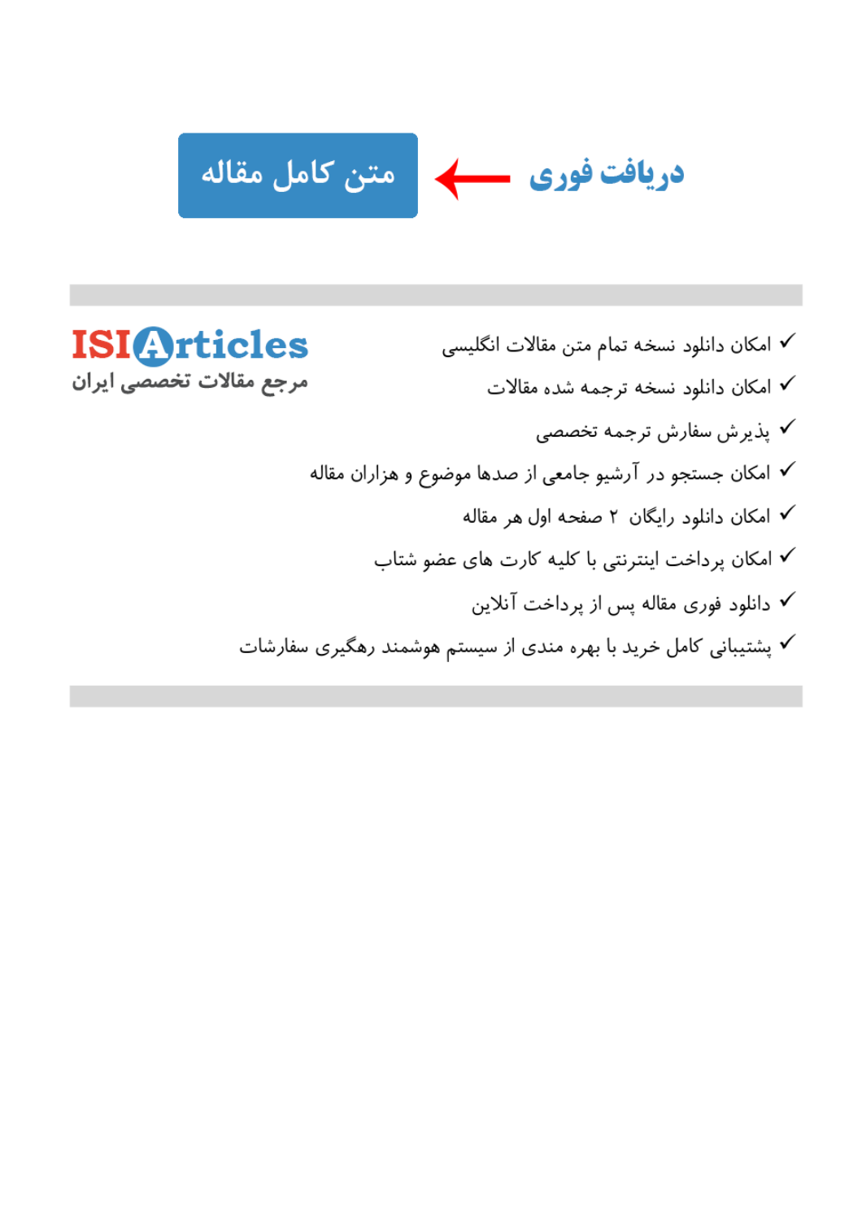دریافت فوری ← **متن کامل مقاله**

**ISIArticles**
مرجع مقالات تخصصی ایران

- ✓ امکان دانلود نسخه تمام متن مقالات انگلیسی
- ✓ امکان دانلود نسخه ترجمه شده مقالات
- ✓ پذیرش سفارش ترجمه تخصصی
- ✓ امکان جستجو در آرشیو جامعی از صدها موضوع و هزاران مقاله
- ✓ امکان دانلود رایگان ۲ صفحه اول هر مقاله
- ✓ امکان پرداخت اینترنتی با کلیه کارت های عضو شتاب
- ✓ دانلود فوری مقاله پس از پرداخت آنلاین
- ✓ پشتیبانی کامل خرید با بهره مندی از سیستم هوشمند رهگیری سفارشات